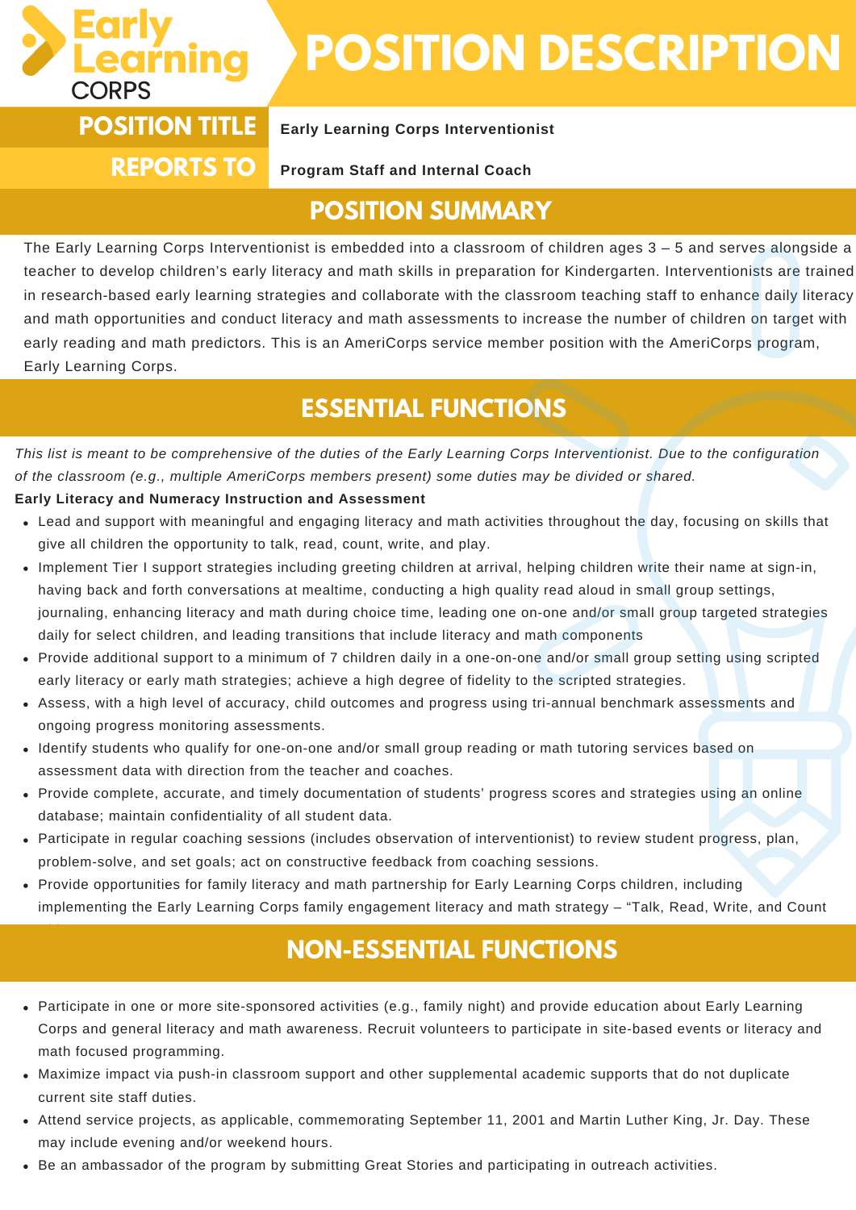Early Learning CORPS

# POSITION DESCRIPTION

**POSITION TITLE** Early Learning Corps Interventionist

**REPORTS TO** Program Staff and Internal Coach

## POSITION SUMMARY

The Early Learning Corps Interventionist is embedded into a classroom of children ages 3 – 5 and serves alongside a teacher to develop children's early literacy and math skills in preparation for Kindergarten. Interventionists are trained in research-based early learning strategies and collaborate with the classroom teaching staff to enhance daily literacy and math opportunities and conduct literacy and math assessments to increase the number of children on target with early reading and math predictors. This is an AmeriCorps service member position with the AmeriCorps program, Early Learning Corps.

## ESSENTIAL FUNCTIONS

*This list is meant to be comprehensive of the duties of the Early Learning Corps Interventionist. Due to the configuration of the classroom (e.g., multiple AmeriCorps members present) some duties may be divided or shared.*

**Early Literacy and Numeracy Instruction and Assessment**

- Lead and support with meaningful and engaging literacy and math activities throughout the day, focusing on skills that give all children the opportunity to talk, read, count, write, and play.
- Implement Tier I support strategies including greeting children at arrival, helping children write their name at sign-in, having back and forth conversations at mealtime, conducting a high quality read aloud in small group settings, journaling, enhancing literacy and math during choice time, leading one on-one and/or small group targeted strategies daily for select children, and leading transitions that include literacy and math components
- Provide additional support to a minimum of 7 children daily in a one-on-one and/or small group setting using scripted early literacy or early math strategies; achieve a high degree of fidelity to the scripted strategies.
- Assess, with a high level of accuracy, child outcomes and progress using tri-annual benchmark assessments and ongoing progress monitoring assessments.
- Identify students who qualify for one-on-one and/or small group reading or math tutoring services based on assessment data with direction from the teacher and coaches.
- Provide complete, accurate, and timely documentation of students' progress scores and strategies using an online database; maintain confidentiality of all student data.
- Participate in regular coaching sessions (includes observation of interventionist) to review student progress, plan, problem-solve, and set goals; act on constructive feedback from coaching sessions.
- Provide opportunities for family literacy and math partnership for Early Learning Corps children, including implementing the Early Learning Corps family engagement literacy and math strategy – "Talk, Read, Write, and Count

## NON-ESSENTIAL FUNCTIONS

- Participate in one or more site-sponsored activities (e.g., family night) and provide education about Early Learning Corps and general literacy and math awareness. Recruit volunteers to participate in site-based events or literacy and math focused programming.
- Maximize impact via push-in classroom support and other supplemental academic supports that do not duplicate current site staff duties.
- Attend service projects, as applicable, commemorating September 11, 2001 and Martin Luther King, Jr. Day. These may include evening and/or weekend hours.
- Be an ambassador of the program by submitting Great Stories and participating in outreach activities.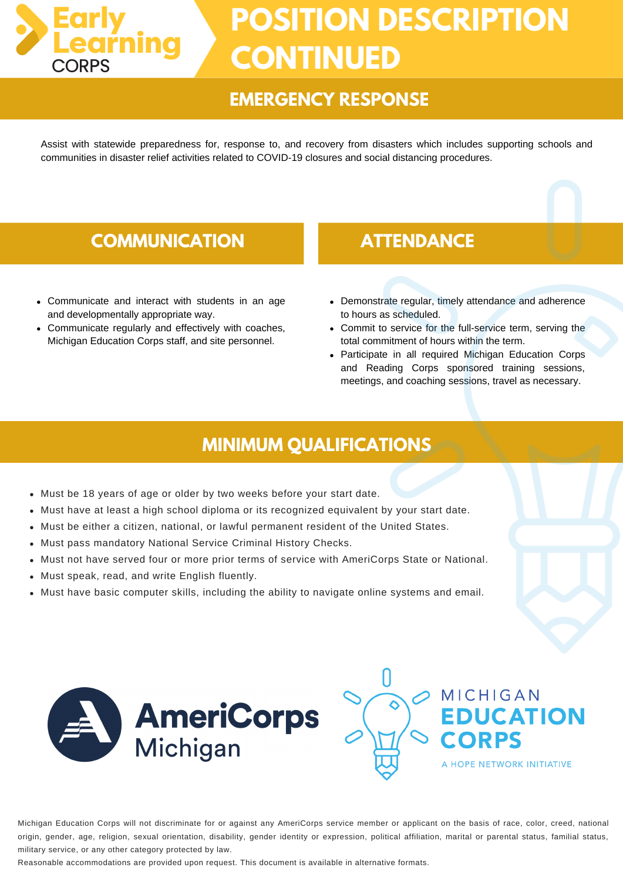# POSITION DESCRIPTION CONTINUED

## EMERGENCY RESPONSE

Assist with statewide preparedness for, response to, and recovery from disasters which includes supporting schools and communities in disaster relief activities related to COVID-19 closures and social distancing procedures.

## COMMUNICATION

- Communicate and interact with students in an age and developmentally appropriate way.
- Communicate regularly and effectively with coaches, Michigan Education Corps staff, and site personnel.

## ATTENDANCE

- Demonstrate regular, timely attendance and adherence to hours as scheduled.
- Commit to service for the full-service term, serving the total commitment of hours within the term.
- Participate in all required Michigan Education Corps and Reading Corps sponsored training sessions, meetings, and coaching sessions, travel as necessary.

## MINIMUM QUALIFICATIONS

- Must be 18 years of age or older by two weeks before your start date.
- Must have at least a high school diploma or its recognized equivalent by your start date.
- Must be either a citizen, national, or lawful permanent resident of the United States.
- Must pass mandatory National Service Criminal History Checks.
- Must not have served four or more prior terms of service with AmeriCorps State or National.
- Must speak, read, and write English fluently.
- Must have basic computer skills, including the ability to navigate online systems and email.

AmeriCorps Michigan

MICHIGAN EDUCATION CORPS
A HOPE NETWORK INITIATIVE

Michigan Education Corps will not discriminate for or against any AmeriCorps service member or applicant on the basis of race, color, creed, national origin, gender, age, religion, sexual orientation, disability, gender identity or expression, political affiliation, marital or parental status, familial status, military service, or any other category protected by law.

Reasonable accommodations are provided upon request. This document is available in alternative formats.